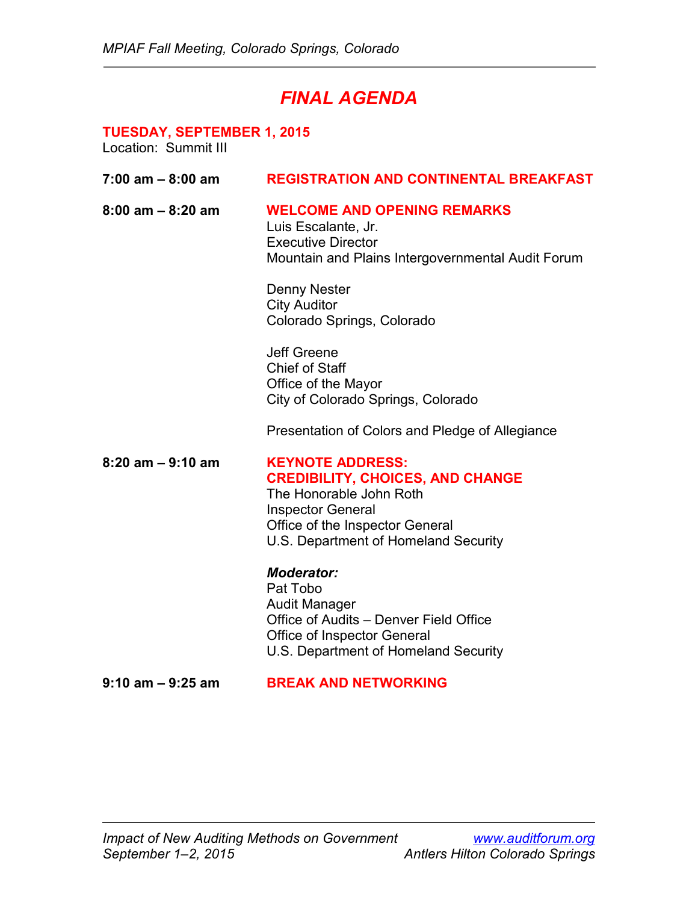# FINAL AGENDA

## TUESDAY, SEPTEMBER 1, 2015

Location: Summit III

**7:00 am – 8:00 am** **REGISTRATION AND CONTINENTAL BREAKFAST**

**8:00 am – 8:20 am** **WELCOME AND OPENING REMARKS**

Luis Escalante, Jr.
Executive Director
Mountain and Plains Intergovernmental Audit Forum

Denny Nester
City Auditor
Colorado Springs, Colorado

Jeff Greene
Chief of Staff
Office of the Mayor
City of Colorado Springs, Colorado

Presentation of Colors and Pledge of Allegiance

**8:20 am – 9:10 am** **KEYNOTE ADDRESS: CREDIBILITY, CHOICES, AND CHANGE**

The Honorable John Roth
Inspector General
Office of the Inspector General
U.S. Department of Homeland Security

***Moderator:***
Pat Tobo
Audit Manager
Office of Audits – Denver Field Office
Office of Inspector General
U.S. Department of Homeland Security

**9:10 am – 9:25 am** **BREAK AND NETWORKING**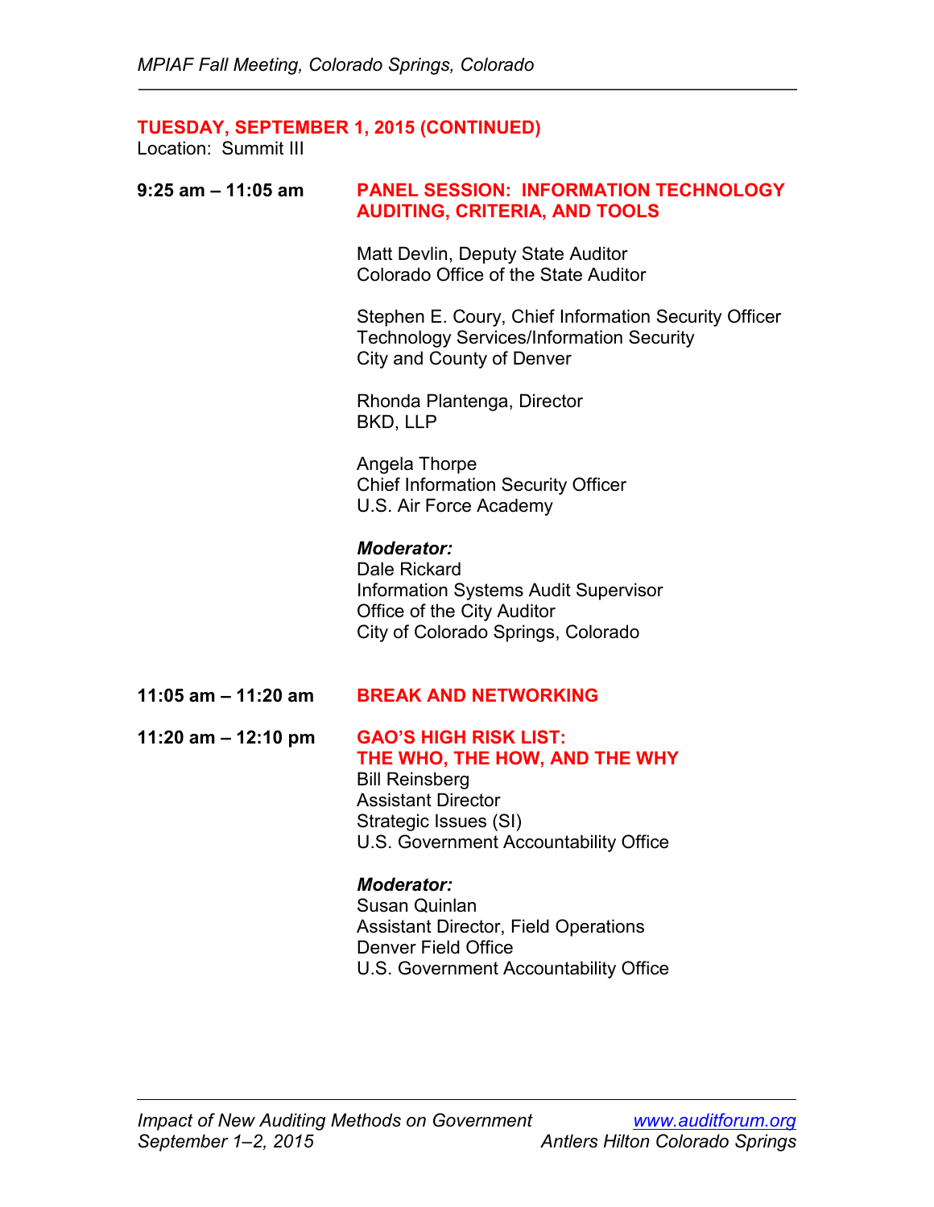## TUESDAY, SEPTEMBER 1, 2015 (CONTINUED)

Location: Summit III

**9:25 am – 11:05 am** **PANEL SESSION: INFORMATION TECHNOLOGY AUDITING, CRITERIA, AND TOOLS**

Matt Devlin, Deputy State Auditor
Colorado Office of the State Auditor

Stephen E. Coury, Chief Information Security Officer
Technology Services/Information Security
City and County of Denver

Rhonda Plantenga, Director
BKD, LLP

Angela Thorpe
Chief Information Security Officer
U.S. Air Force Academy

***Moderator:***
Dale Rickard
Information Systems Audit Supervisor
Office of the City Auditor
City of Colorado Springs, Colorado

**11:05 am – 11:20 am** **BREAK AND NETWORKING**

**11:20 am – 12:10 pm** **GAO'S HIGH RISK LIST: THE WHO, THE HOW, AND THE WHY**

Bill Reinsberg
Assistant Director
Strategic Issues (SI)
U.S. Government Accountability Office

***Moderator:***
Susan Quinlan
Assistant Director, Field Operations
Denver Field Office
U.S. Government Accountability Office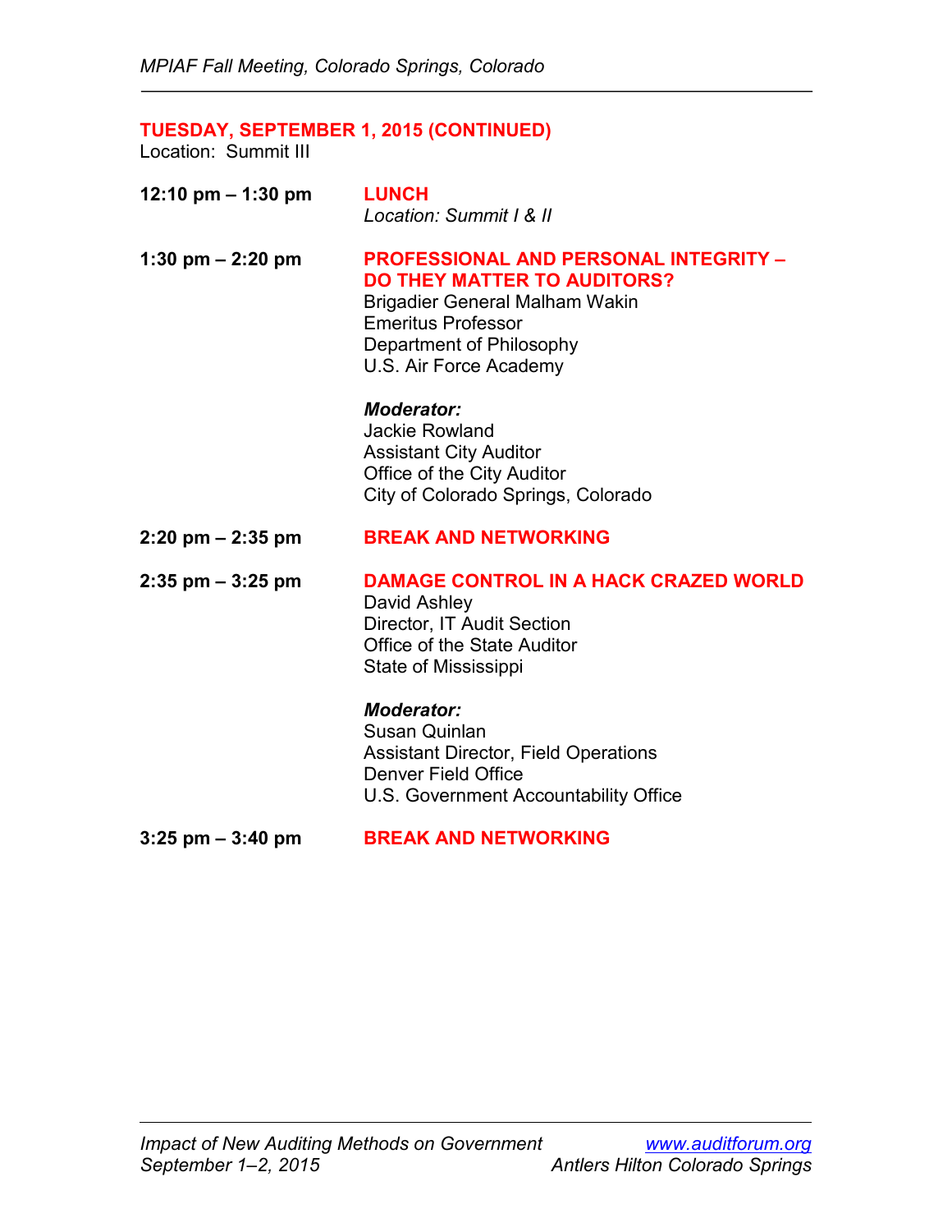## TUESDAY, SEPTEMBER 1, 2015 (CONTINUED)

Location: Summit III

**12:10 pm – 1:30 pm** **LUNCH**
*Location: Summit I & II*

**1:30 pm – 2:20 pm** **PROFESSIONAL AND PERSONAL INTEGRITY – DO THEY MATTER TO AUDITORS?**
Brigadier General Malham Wakin
Emeritus Professor
Department of Philosophy
U.S. Air Force Academy

***Moderator:***
Jackie Rowland
Assistant City Auditor
Office of the City Auditor
City of Colorado Springs, Colorado

**2:20 pm – 2:35 pm** **BREAK AND NETWORKING**

**2:35 pm – 3:25 pm** **DAMAGE CONTROL IN A HACK CRAZED WORLD**
David Ashley
Director, IT Audit Section
Office of the State Auditor
State of Mississippi

***Moderator:***
Susan Quinlan
Assistant Director, Field Operations
Denver Field Office
U.S. Government Accountability Office

**3:25 pm – 3:40 pm** **BREAK AND NETWORKING**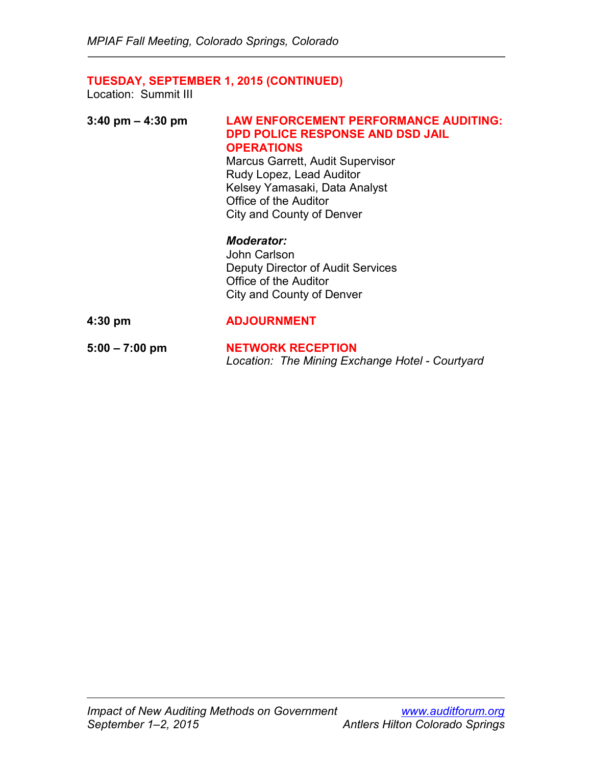## TUESDAY, SEPTEMBER 1, 2015 (CONTINUED)

Location: Summit III

**3:40 pm – 4:30 pm**

**LAW ENFORCEMENT PERFORMANCE AUDITING: DPD POLICE RESPONSE AND DSD JAIL OPERATIONS**

Marcus Garrett, Audit Supervisor
Rudy Lopez, Lead Auditor
Kelsey Yamasaki, Data Analyst
Office of the Auditor
City and County of Denver

***Moderator:***
John Carlson
Deputy Director of Audit Services
Office of the Auditor
City and County of Denver

**4:30 pm**

**ADJOURNMENT**

**5:00 – 7:00 pm**

**NETWORK RECEPTION**
*Location: The Mining Exchange Hotel - Courtyard*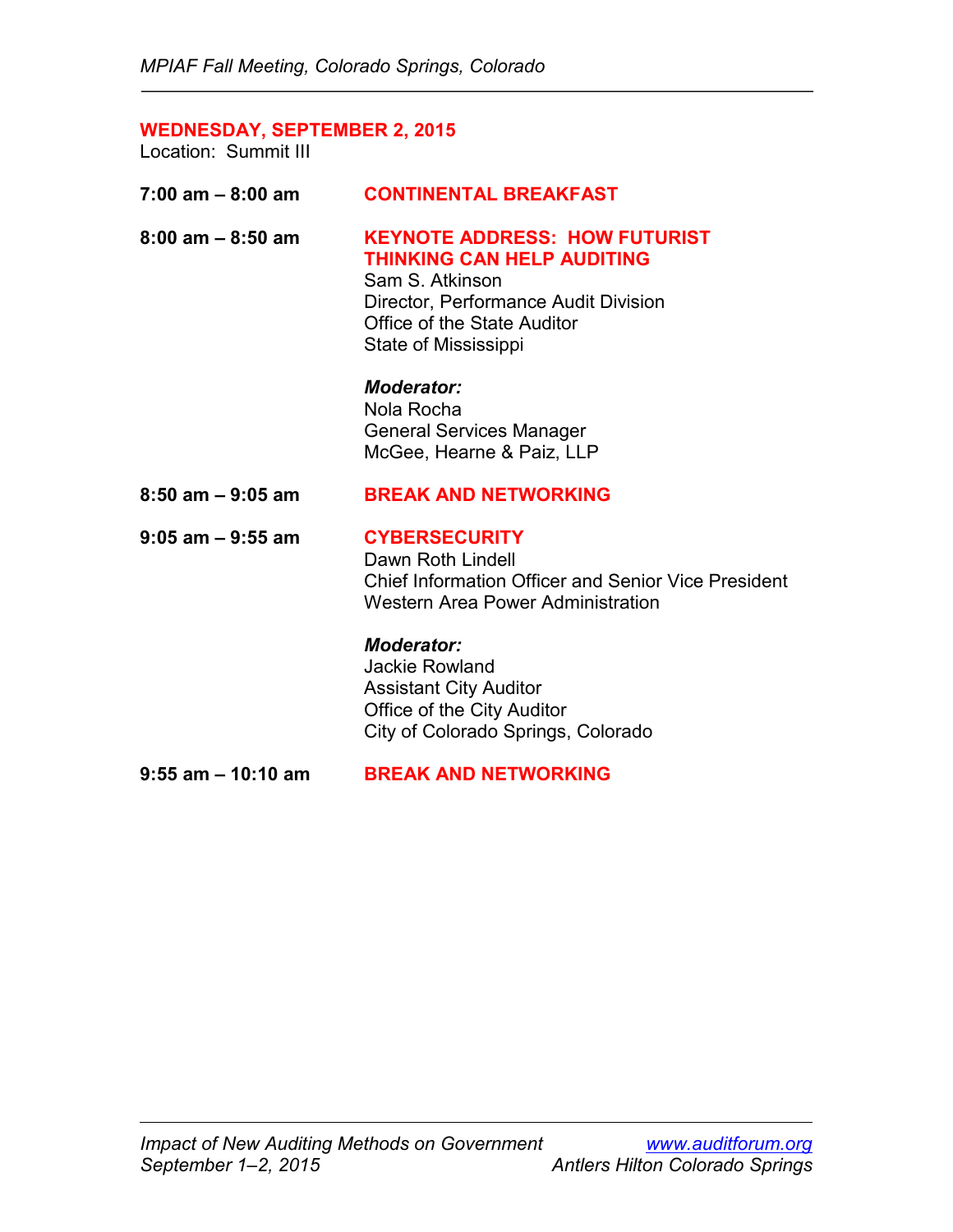## WEDNESDAY, SEPTEMBER 2, 2015

Location: Summit III

**7:00 am – 8:00 am** **CONTINENTAL BREAKFAST**

**8:00 am – 8:50 am** **KEYNOTE ADDRESS: HOW FUTURIST THINKING CAN HELP AUDITING**

Sam S. Atkinson
Director, Performance Audit Division
Office of the State Auditor
State of Mississippi

***Moderator:***
Nola Rocha
General Services Manager
McGee, Hearne & Paiz, LLP

**8:50 am – 9:05 am** **BREAK AND NETWORKING**

**9:05 am – 9:55 am** **CYBERSECURITY**

Dawn Roth Lindell
Chief Information Officer and Senior Vice President
Western Area Power Administration

***Moderator:***
Jackie Rowland
Assistant City Auditor
Office of the City Auditor
City of Colorado Springs, Colorado

**9:55 am – 10:10 am** **BREAK AND NETWORKING**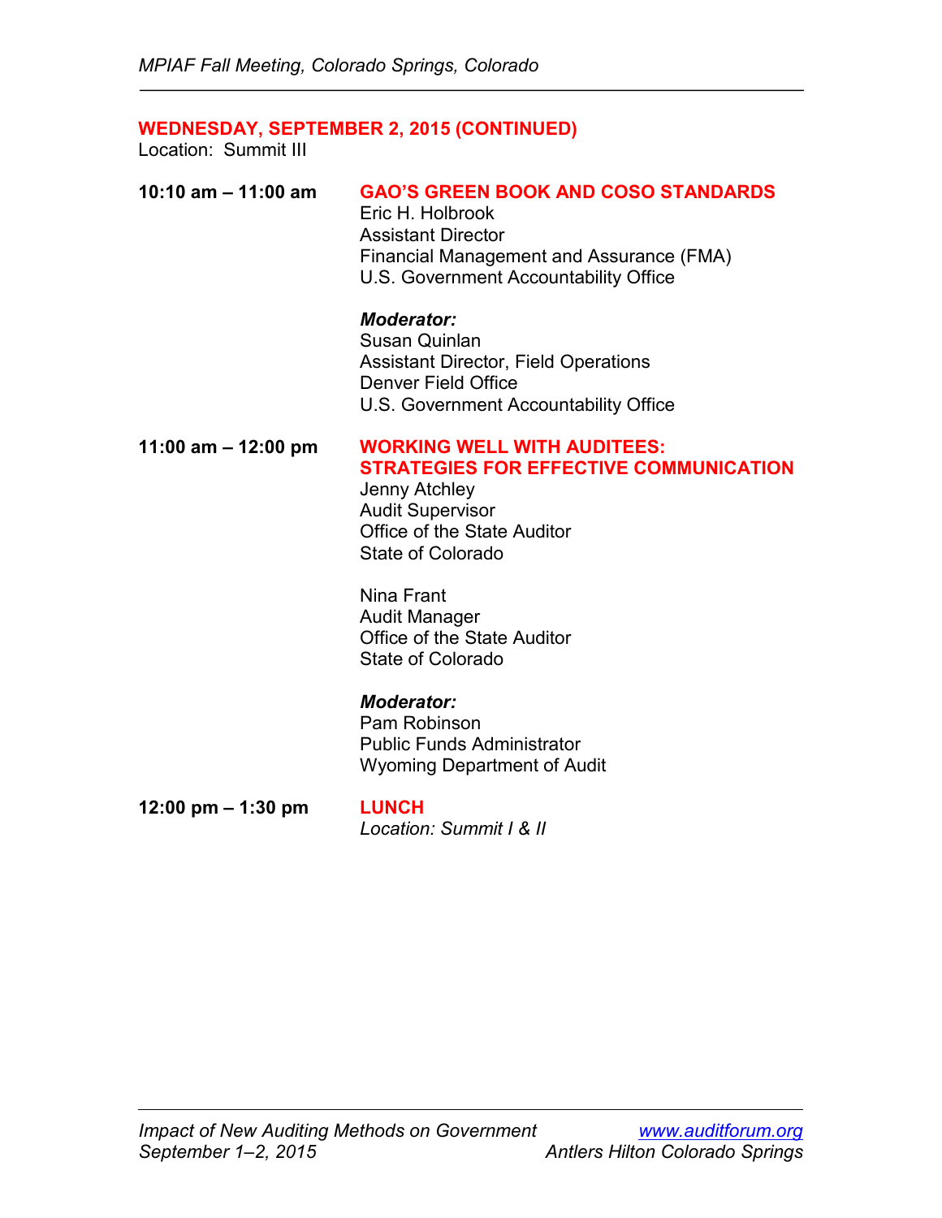## WEDNESDAY, SEPTEMBER 2, 2015 (CONTINUED)

Location: Summit III

**10:10 am – 11:00 am**

**GAO'S GREEN BOOK AND COSO STANDARDS**

Eric H. Holbrook
Assistant Director
Financial Management and Assurance (FMA)
U.S. Government Accountability Office

***Moderator:***
Susan Quinlan
Assistant Director, Field Operations
Denver Field Office
U.S. Government Accountability Office

**11:00 am – 12:00 pm**

**WORKING WELL WITH AUDITEES: STRATEGIES FOR EFFECTIVE COMMUNICATION**

Jenny Atchley
Audit Supervisor
Office of the State Auditor
State of Colorado

Nina Frant
Audit Manager
Office of the State Auditor
State of Colorado

***Moderator:***
Pam Robinson
Public Funds Administrator
Wyoming Department of Audit

**12:00 pm – 1:30 pm**

**LUNCH**

*Location: Summit I & II*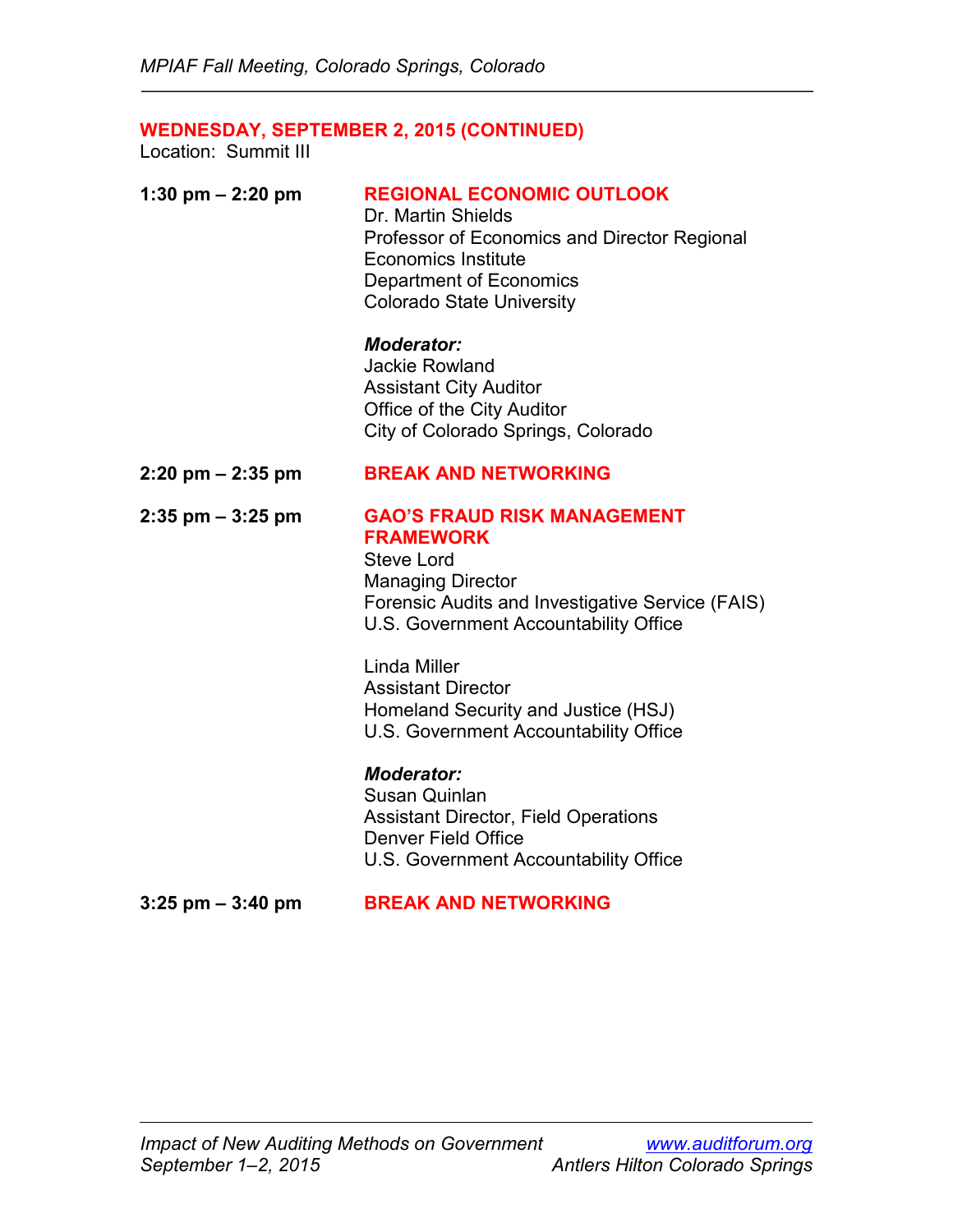## WEDNESDAY, SEPTEMBER 2, 2015 (CONTINUED)

Location: Summit III

**1:30 pm – 2:20 pm**

**REGIONAL ECONOMIC OUTLOOK**

Dr. Martin Shields
Professor of Economics and Director Regional Economics Institute
Department of Economics
Colorado State University

***Moderator:***
Jackie Rowland
Assistant City Auditor
Office of the City Auditor
City of Colorado Springs, Colorado

**2:20 pm – 2:35 pm**

**BREAK AND NETWORKING**

**2:35 pm – 3:25 pm**

**GAO'S FRAUD RISK MANAGEMENT FRAMEWORK**

Steve Lord
Managing Director
Forensic Audits and Investigative Service (FAIS)
U.S. Government Accountability Office

Linda Miller
Assistant Director
Homeland Security and Justice (HSJ)
U.S. Government Accountability Office

***Moderator:***
Susan Quinlan
Assistant Director, Field Operations
Denver Field Office
U.S. Government Accountability Office

**3:25 pm – 3:40 pm**

**BREAK AND NETWORKING**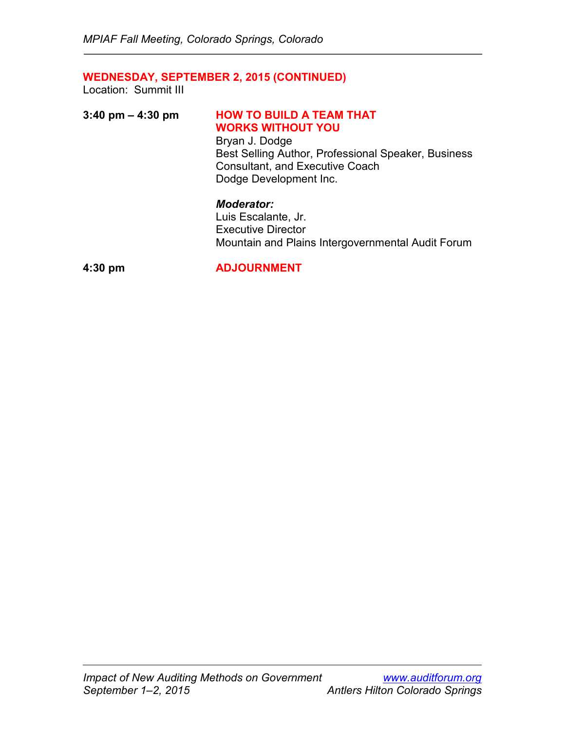## WEDNESDAY, SEPTEMBER 2, 2015 (CONTINUED)

Location: Summit III

**3:40 pm – 4:30 pm**

**HOW TO BUILD A TEAM THAT WORKS WITHOUT YOU**

Bryan J. Dodge
Best Selling Author, Professional Speaker, Business Consultant, and Executive Coach
Dodge Development Inc.

***Moderator:***
Luis Escalante, Jr.
Executive Director
Mountain and Plains Intergovernmental Audit Forum

**4:30 pm**

**ADJOURNMENT**